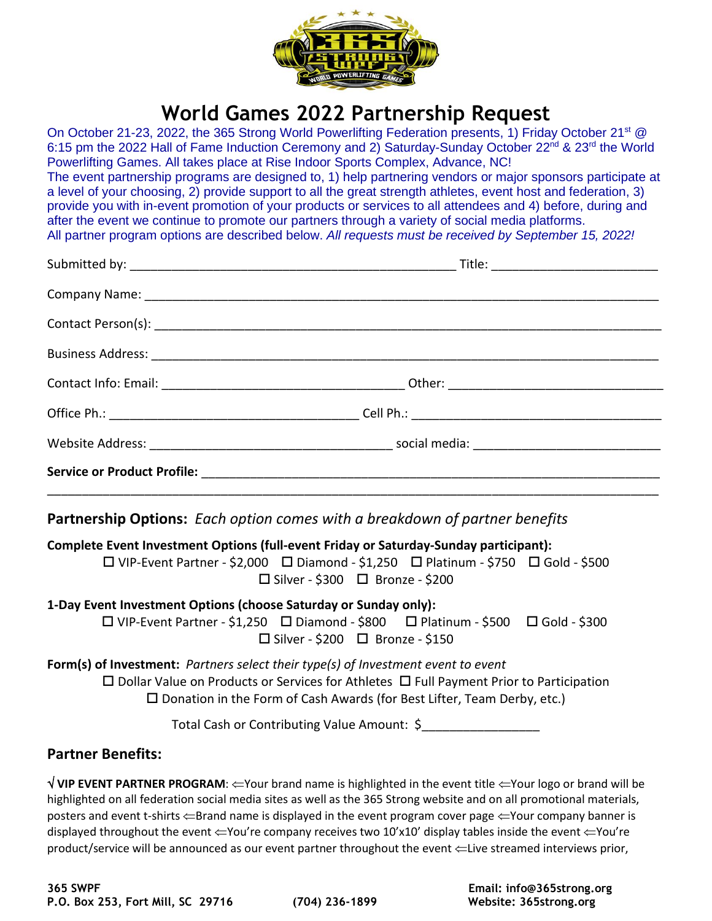# World Games 2022 Partnership Request

On October 21-23, 2022, the 365 Strong World Powerlifting Federation presents, 1) Friday October 21st @ 6:15 pm the 2022 Hall of Fame Induction Ceremony and 2) Saturday-Sunday October 22nd & 23rd the World Powerlifting Games. All takes place at Rise Indoor Sports Complex, Advance, NC!

The event partnership programs are designed to, 1) help partnering vendors or major sponsors participate at a level of your choosing, 2) provide support to all the great strength athletes, event host and federation, 3) provide you with in-event promotion of your products or services to all attendees and 4) before, during and after the event we continue to promote our partners through a variety of social media platforms.

All partner program options are described below. *All requests must be received by September 15, 2022!*

Submitted by: ______________________________ Title: ____________________

Company Name: ________________________________________________

Contact Person(s): ______________________________________________

Business Address: _______________________________________________

Contact Info: Email: ________________________ Other: ____________________

Office Ph.: ______________________ Cell Ph.: ______________________

Website Address: ______________________ social media: ____________________

**Service or Product Profile:** ________________________________________

__________________________________________________________________

## Partnership Options: *Each option comes with a breakdown of partner benefits*

**Complete Event Investment Options (full-event Friday or Saturday-Sunday participant):**

☐ VIP-Event Partner - $2,000 ☐ Diamond - $1,250 ☐ Platinum - $750 ☐ Gold - $500 ☐ Silver - $300 ☐ Bronze - $200

**1-Day Event Investment Options (choose Saturday or Sunday only):**

☐ VIP-Event Partner - $1,250 ☐ Diamond - $800 ☐ Platinum - $500 ☐ Gold - $300 ☐ Silver - $200 ☐ Bronze - $150

**Form(s) of Investment:** *Partners select their type(s) of Investment event to event*

☐ Dollar Value on Products or Services for Athletes ☐ Full Payment Prior to Participation
☐ Donation in the Form of Cash Awards (for Best Lifter, Team Derby, etc.)

Total Cash or Contributing Value Amount: $________________

## Partner Benefits:

√ **VIP EVENT PARTNER PROGRAM**: ⇐Your brand name is highlighted in the event title ⇐Your logo or brand will be highlighted on all federation social media sites as well as the 365 Strong website and on all promotional materials, posters and event t-shirts ⇐Brand name is displayed in the event program cover page ⇐Your company banner is displayed throughout the event ⇐You're company receives two 10'x10' display tables inside the event ⇐You're product/service will be announced as our event partner throughout the event ⇐Live streamed interviews prior,

**365 SWPF**
**P.O. Box 253, Fort Mill, SC 29716** **(704) 236-1899** **Email: info@365strong.org** **Website: 365strong.org**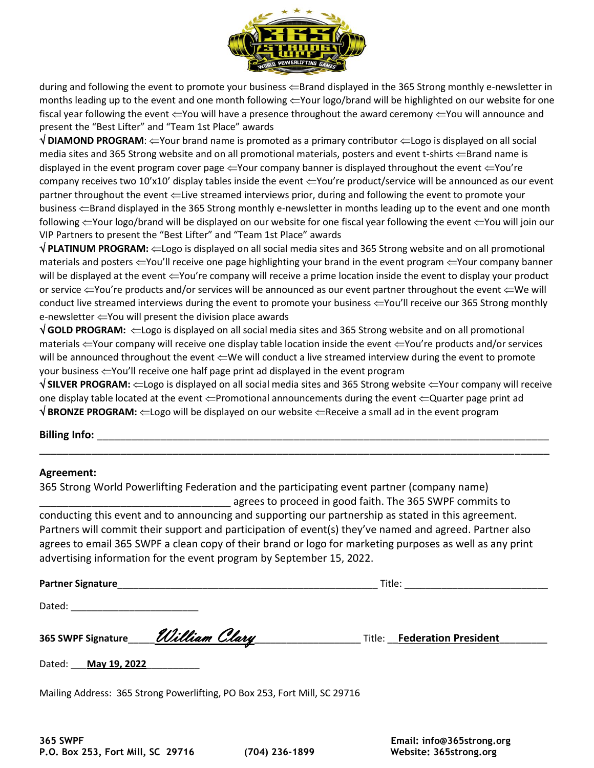during and following the event to promote your business ⇐Brand displayed in the 365 Strong monthly e-newsletter in months leading up to the event and one month following ⇐Your logo/brand will be highlighted on our website for one fiscal year following the event ⇐You will have a presence throughout the award ceremony ⇐You will announce and present the "Best Lifter" and "Team 1st Place" awards

√ **DIAMOND PROGRAM**: ⇐Your brand name is promoted as a primary contributor ⇐Logo is displayed on all social media sites and 365 Strong website and on all promotional materials, posters and event t-shirts ⇐Brand name is displayed in the event program cover page ⇐Your company banner is displayed throughout the event ⇐You're company receives two 10'x10' display tables inside the event ⇐You're product/service will be announced as our event partner throughout the event ⇐Live streamed interviews prior, during and following the event to promote your business ⇐Brand displayed in the 365 Strong monthly e-newsletter in months leading up to the event and one month following ⇐Your logo/brand will be displayed on our website for one fiscal year following the event ⇐You will join our VIP Partners to present the "Best Lifter" and "Team 1st Place" awards

√ **PLATINUM PROGRAM:** ⇐Logo is displayed on all social media sites and 365 Strong website and on all promotional materials and posters ⇐You'll receive one page highlighting your brand in the event program ⇐Your company banner will be displayed at the event ⇐You're company will receive a prime location inside the event to display your product or service ⇐You're products and/or services will be announced as our event partner throughout the event ⇐We will conduct live streamed interviews during the event to promote your business ⇐You'll receive our 365 Strong monthly e-newsletter ⇐You will present the division place awards

√ **GOLD PROGRAM:** ⇐Logo is displayed on all social media sites and 365 Strong website and on all promotional materials ⇐Your company will receive one display table location inside the event ⇐You're products and/or services will be announced throughout the event ⇐We will conduct a live streamed interview during the event to promote your business ⇐You'll receive one half page print ad displayed in the event program

√ **SILVER PROGRAM:** ⇐Logo is displayed on all social media sites and 365 Strong website ⇐Your company will receive one display table located at the event ⇐Promotional announcements during the event ⇐Quarter page print ad

√ **BRONZE PROGRAM:** ⇐Logo will be displayed on our website ⇐Receive a small ad in the event program

**Billing Info:** ________________________________________________________________________________

________________________________________________________________________________________

**Agreement:**

365 Strong World Powerlifting Federation and the participating event partner (company name) _________________________________ agrees to proceed in good faith. The 365 SWPF commits to conducting this event and to announcing and supporting our partnership as stated in this agreement. Partners will commit their support and participation of event(s) they've named and agreed. Partner also agrees to email 365 SWPF a clean copy of their brand or logo for marketing purposes as well as any print advertising information for the event program by September 15, 2022.

**Partner Signature**_______________________________________________ Title: __________________________

Dated: ________________________

**365 SWPF Signature** *William Clary* Title: **Federation President**

Dated: **May 19, 2022**

Mailing Address: 365 Strong Powerlifting, PO Box 253, Fort Mill, SC 29716

**365 SWPF**
**P.O. Box 253, Fort Mill, SC 29716** **(704) 236-1899** **Email: info@365strong.org**
**Website: 365strong.org**